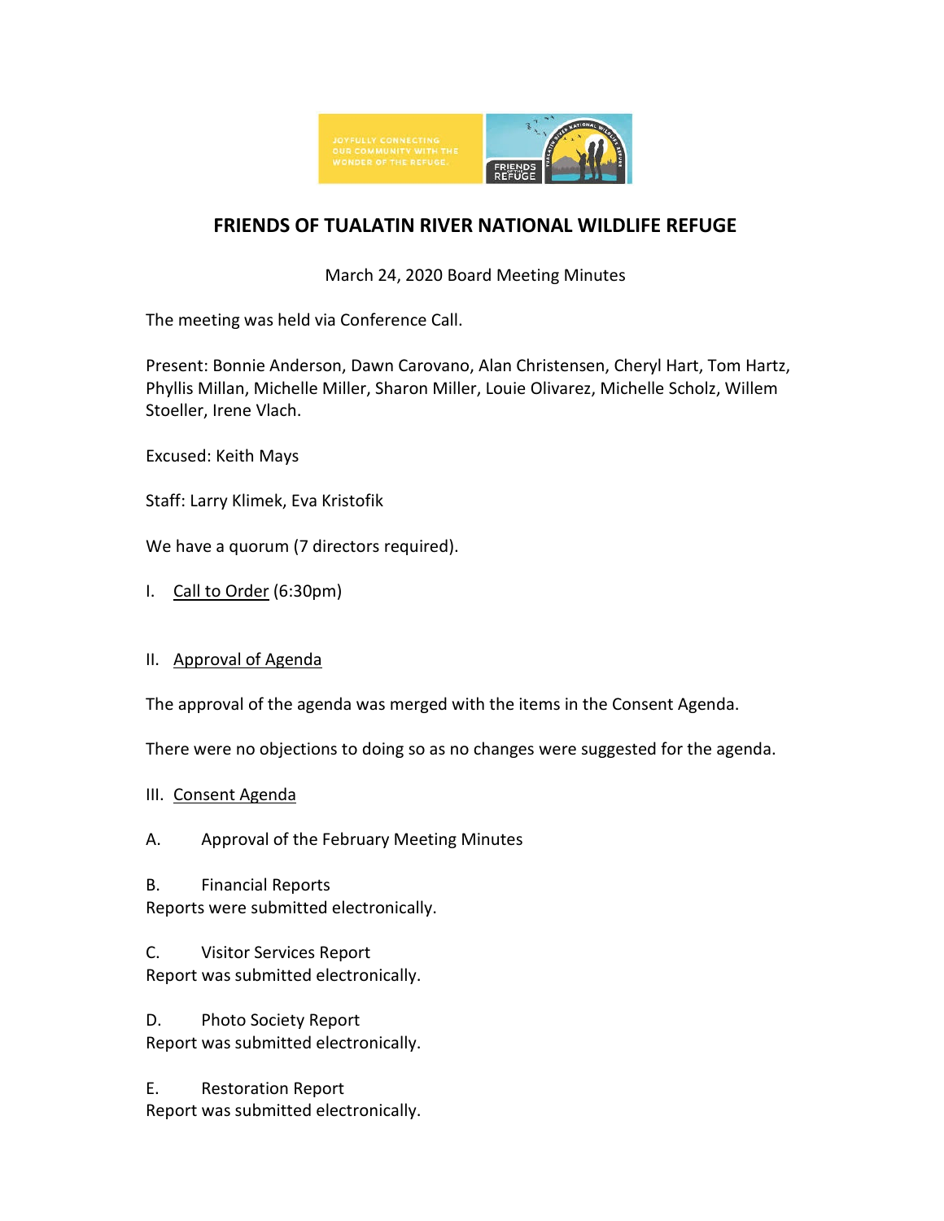# FRIENDS OF TUALATIN RIVER NATIONAL WILDLIFE REFUGE

March 24, 2020 Board Meeting Minutes

The meeting was held via Conference Call.

Present: Bonnie Anderson, Dawn Carovano, Alan Christensen, Cheryl Hart, Tom Hartz, Phyllis Millan, Michelle Miller, Sharon Miller, Louie Olivarez, Michelle Scholz, Willem Stoeller, Irene Vlach.

Excused: Keith Mays

Staff: Larry Klimek, Eva Kristofik

We have a quorum (7 directors required).

I. Call to Order (6:30pm)

II. Approval of Agenda

The approval of the agenda was merged with the items in the Consent Agenda.

There were no objections to doing so as no changes were suggested for the agenda.

III. Consent Agenda

A. Approval of the February Meeting Minutes

B. Financial Reports
Reports were submitted electronically.

C. Visitor Services Report
Report was submitted electronically.

D. Photo Society Report
Report was submitted electronically.

E. Restoration Report
Report was submitted electronically.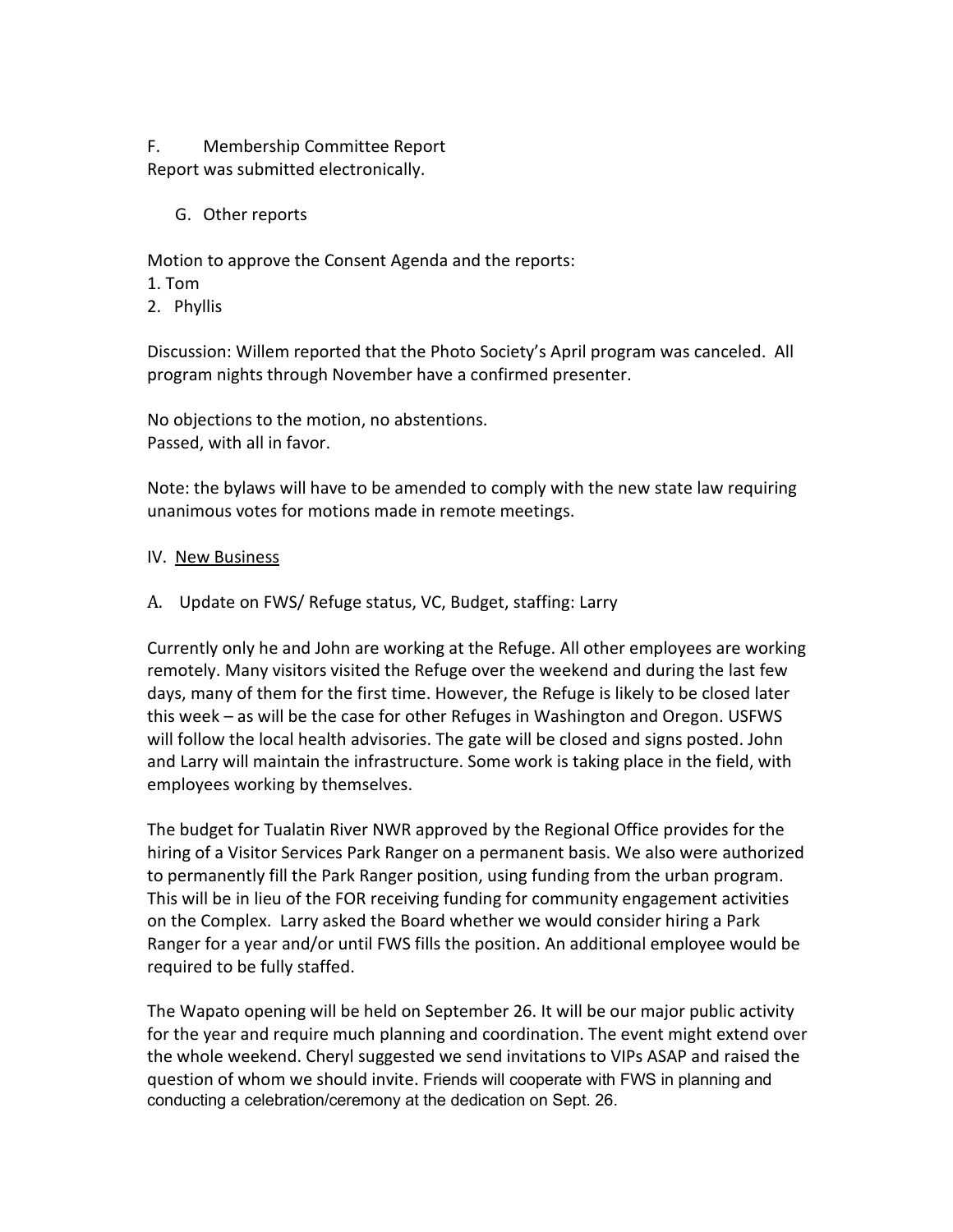F. Membership Committee Report

Report was submitted electronically.

G. Other reports

Motion to approve the Consent Agenda and the reports:

1. Tom
2. Phyllis

Discussion: Willem reported that the Photo Society's April program was canceled. All program nights through November have a confirmed presenter.

No objections to the motion, no abstentions.
Passed, with all in favor.

Note: the bylaws will have to be amended to comply with the new state law requiring unanimous votes for motions made in remote meetings.

IV. <u>New Business</u>

A. Update on FWS/ Refuge status, VC, Budget, staffing: Larry

Currently only he and John are working at the Refuge. All other employees are working remotely. Many visitors visited the Refuge over the weekend and during the last few days, many of them for the first time. However, the Refuge is likely to be closed later this week – as will be the case for other Refuges in Washington and Oregon. USFWS will follow the local health advisories. The gate will be closed and signs posted. John and Larry will maintain the infrastructure. Some work is taking place in the field, with employees working by themselves.

The budget for Tualatin River NWR approved by the Regional Office provides for the hiring of a Visitor Services Park Ranger on a permanent basis. We also were authorized to permanently fill the Park Ranger position, using funding from the urban program. This will be in lieu of the FOR receiving funding for community engagement activities on the Complex. Larry asked the Board whether we would consider hiring a Park Ranger for a year and/or until FWS fills the position. An additional employee would be required to be fully staffed.

The Wapato opening will be held on September 26. It will be our major public activity for the year and require much planning and coordination. The event might extend over the whole weekend. Cheryl suggested we send invitations to VIPs ASAP and raised the question of whom we should invite. Friends will cooperate with FWS in planning and conducting a celebration/ceremony at the dedication on Sept. 26.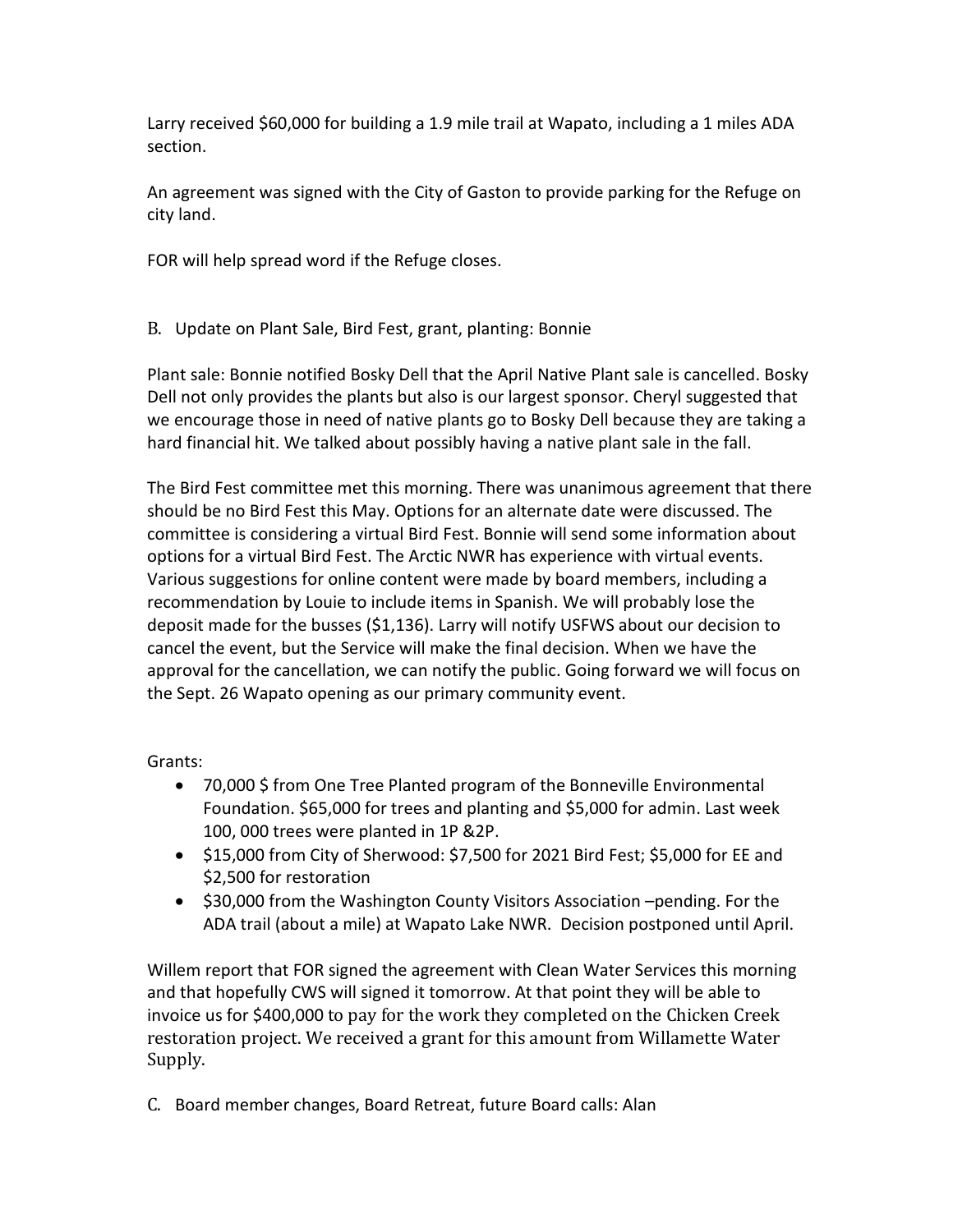Larry received $60,000 for building a 1.9 mile trail at Wapato, including a 1 miles ADA section.

An agreement was signed with the City of Gaston to provide parking for the Refuge on city land.

FOR will help spread word if the Refuge closes.

B. Update on Plant Sale, Bird Fest, grant, planting: Bonnie

Plant sale: Bonnie notified Bosky Dell that the April Native Plant sale is cancelled. Bosky Dell not only provides the plants but also is our largest sponsor. Cheryl suggested that we encourage those in need of native plants go to Bosky Dell because they are taking a hard financial hit. We talked about possibly having a native plant sale in the fall.

The Bird Fest committee met this morning. There was unanimous agreement that there should be no Bird Fest this May. Options for an alternate date were discussed. The committee is considering a virtual Bird Fest. Bonnie will send some information about options for a virtual Bird Fest. The Arctic NWR has experience with virtual events. Various suggestions for online content were made by board members, including a recommendation by Louie to include items in Spanish. We will probably lose the deposit made for the busses ($1,136). Larry will notify USFWS about our decision to cancel the event, but the Service will make the final decision. When we have the approval for the cancellation, we can notify the public. Going forward we will focus on the Sept. 26 Wapato opening as our primary community event.

Grants:

- 70,000 $ from One Tree Planted program of the Bonneville Environmental Foundation. $65,000 for trees and planting and $5,000 for admin. Last week 100, 000 trees were planted in 1P &2P.
- $15,000 from City of Sherwood: $7,500 for 2021 Bird Fest; $5,000 for EE and $2,500 for restoration
- $30,000 from the Washington County Visitors Association –pending. For the ADA trail (about a mile) at Wapato Lake NWR. Decision postponed until April.

Willem report that FOR signed the agreement with Clean Water Services this morning and that hopefully CWS will signed it tomorrow. At that point they will be able to invoice us for $400,000 to pay for the work they completed on the Chicken Creek restoration project. We received a grant for this amount from Willamette Water Supply.

C. Board member changes, Board Retreat, future Board calls: Alan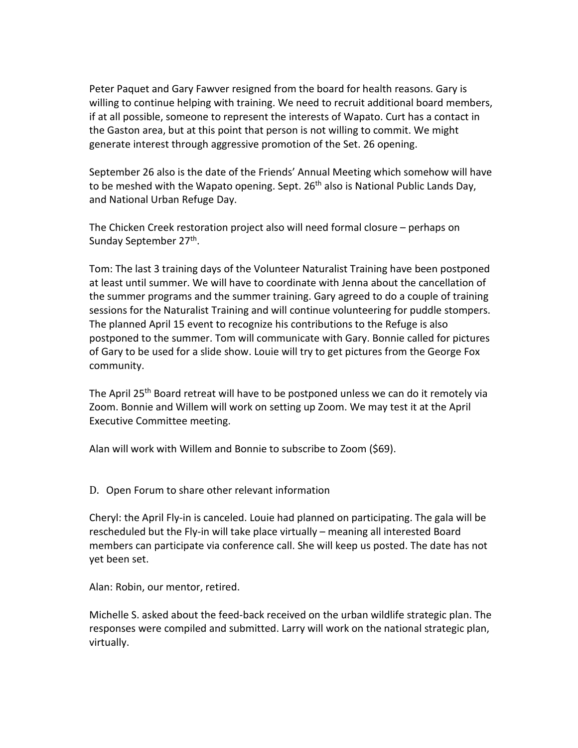Peter Paquet and Gary Fawver resigned from the board for health reasons. Gary is willing to continue helping with training. We need to recruit additional board members, if at all possible, someone to represent the interests of Wapato. Curt has a contact in the Gaston area, but at this point that person is not willing to commit. We might generate interest through aggressive promotion of the Set. 26 opening.

September 26 also is the date of the Friends' Annual Meeting which somehow will have to be meshed with the Wapato opening. Sept. 26th also is National Public Lands Day, and National Urban Refuge Day.

The Chicken Creek restoration project also will need formal closure – perhaps on Sunday September 27th.

Tom: The last 3 training days of the Volunteer Naturalist Training have been postponed at least until summer. We will have to coordinate with Jenna about the cancellation of the summer programs and the summer training. Gary agreed to do a couple of training sessions for the Naturalist Training and will continue volunteering for puddle stompers. The planned April 15 event to recognize his contributions to the Refuge is also postponed to the summer. Tom will communicate with Gary. Bonnie called for pictures of Gary to be used for a slide show. Louie will try to get pictures from the George Fox community.

The April 25th Board retreat will have to be postponed unless we can do it remotely via Zoom. Bonnie and Willem will work on setting up Zoom. We may test it at the April Executive Committee meeting.

Alan will work with Willem and Bonnie to subscribe to Zoom ($69).

D. Open Forum to share other relevant information

Cheryl: the April Fly-in is canceled. Louie had planned on participating. The gala will be rescheduled but the Fly-in will take place virtually – meaning all interested Board members can participate via conference call. She will keep us posted. The date has not yet been set.

Alan: Robin, our mentor, retired.

Michelle S. asked about the feed-back received on the urban wildlife strategic plan. The responses were compiled and submitted. Larry will work on the national strategic plan, virtually.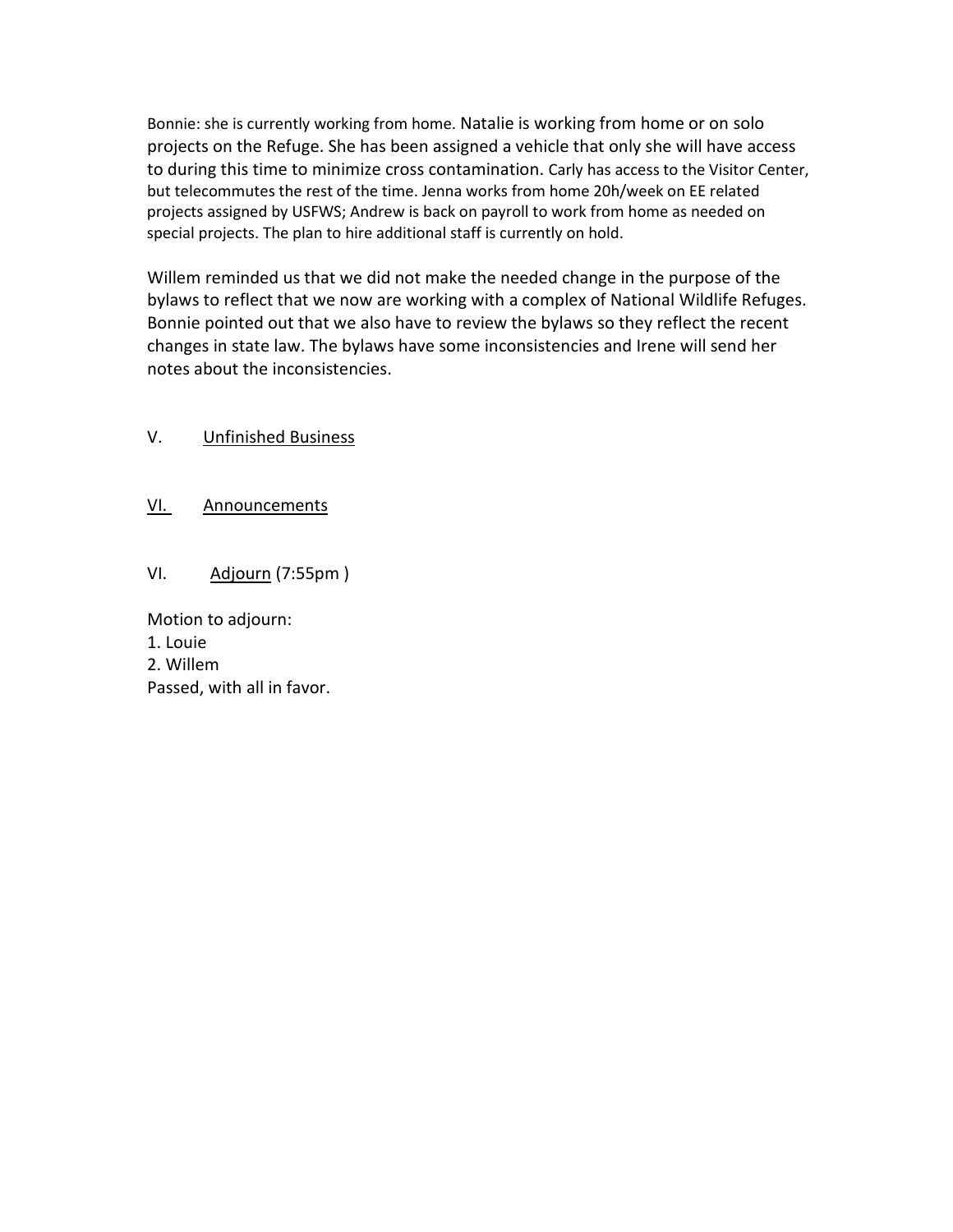Bonnie: she is currently working from home. Natalie is working from home or on solo projects on the Refuge. She has been assigned a vehicle that only she will have access to during this time to minimize cross contamination. Carly has access to the Visitor Center, but telecommutes the rest of the time. Jenna works from home 20h/week on EE related projects assigned by USFWS; Andrew is back on payroll to work from home as needed on special projects. The plan to hire additional staff is currently on hold.

Willem reminded us that we did not make the needed change in the purpose of the bylaws to reflect that we now are working with a complex of National Wildlife Refuges. Bonnie pointed out that we also have to review the bylaws so they reflect the recent changes in state law. The bylaws have some inconsistencies and Irene will send her notes about the inconsistencies.

V. Unfinished Business

VI. Announcements

VI. Adjourn (7:55pm )

Motion to adjourn:
1. Louie
2. Willem
Passed, with all in favor.